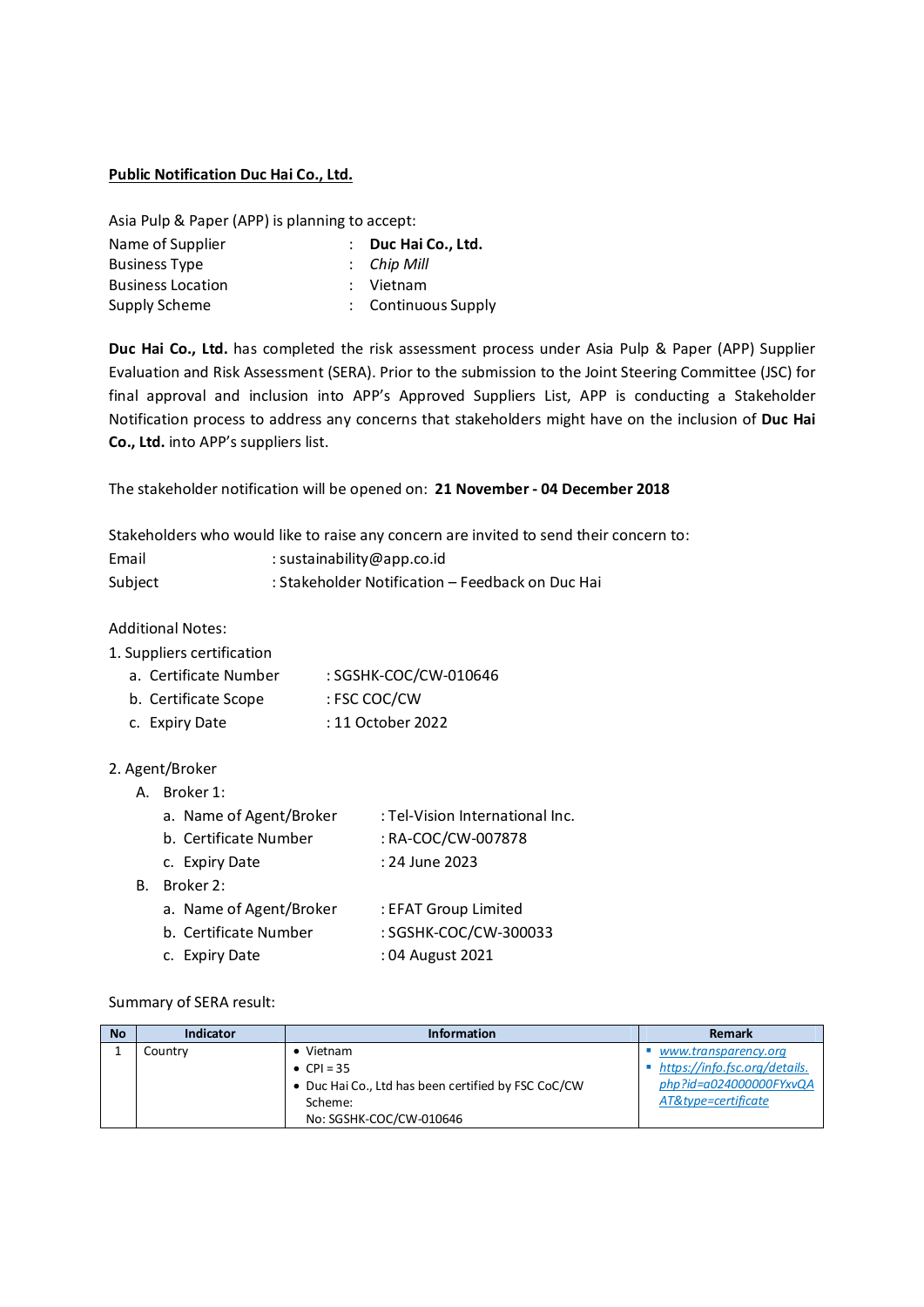**Public Notification Duc Hai Co., Ltd.**

Asia Pulp & Paper (APP) is planning to accept:

| | | |
|---|---|---|
| Name of Supplier | : | **Duc Hai Co., Ltd.** |
| Business Type | : | *Chip Mill* |
| Business Location | : | Vietnam |
| Supply Scheme | : | Continuous Supply |

**Duc Hai Co., Ltd.** has completed the risk assessment process under Asia Pulp & Paper (APP) Supplier Evaluation and Risk Assessment (SERA). Prior to the submission to the Joint Steering Committee (JSC) for final approval and inclusion into APP's Approved Suppliers List, APP is conducting a Stakeholder Notification process to address any concerns that stakeholders might have on the inclusion of **Duc Hai Co., Ltd.** into APP's suppliers list.

The stakeholder notification will be opened on: **21 November - 04 December 2018**

Stakeholders who would like to raise any concern are invited to send their concern to:

Email : sustainability@app.co.id

Subject : Stakeholder Notification – Feedback on Duc Hai

Additional Notes:

1. Suppliers certification
   a. Certificate Number : SGSHK-COC/CW-010646
   b. Certificate Scope : FSC COC/CW
   c. Expiry Date : 11 October 2022

2. Agent/Broker
   A. Broker 1:
      a. Name of Agent/Broker : Tel-Vision International Inc.
      b. Certificate Number : RA-COC/CW-007878
      c. Expiry Date : 24 June 2023
   B. Broker 2:
      a. Name of Agent/Broker : EFAT Group Limited
      b. Certificate Number : SGSHK-COC/CW-300033
      c. Expiry Date : 04 August 2021

Summary of SERA result:

| No | Indicator | Information | Remark |
|---|---|---|---|
| 1 | Country | • Vietnam<br>• CPI = 35<br>• Duc Hai Co., Ltd has been certified by FSC CoC/CW Scheme: No: SGSHK-COC/CW-010646 | ▪ www.transparency.org<br>▪ https://info.fsc.org/details.php?id=a024000000FYxvQAAT&type=certificate |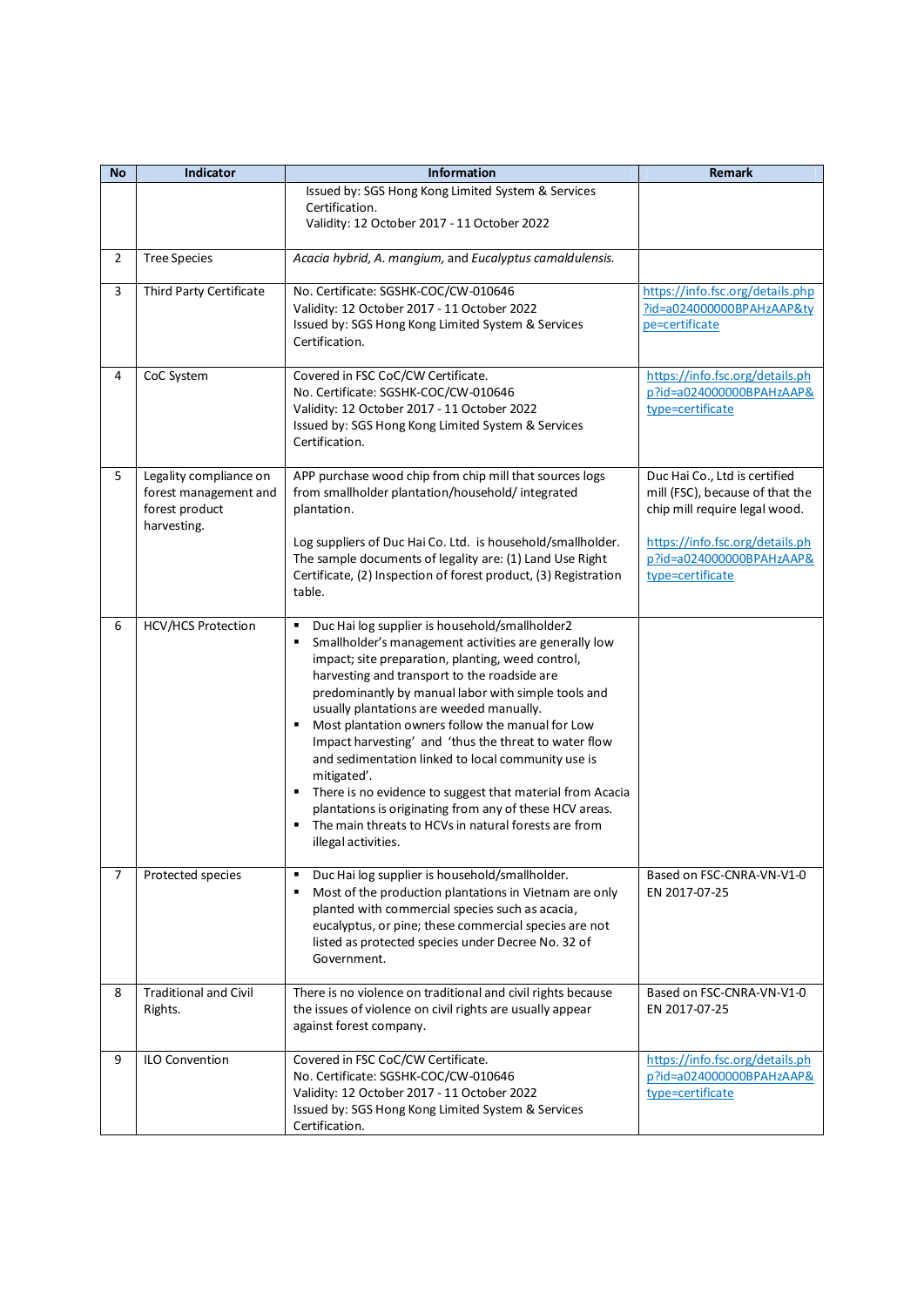| No | Indicator | Information | Remark |
|---|---|---|---|
| | | Issued by: SGS Hong Kong Limited System & Services Certification.<br>Validity: 12 October 2017 - 11 October 2022 | |
| 2 | Tree Species | *Acacia hybrid, A. mangium,* and *Eucalyptus camaldulensis.* | |
| 3 | Third Party Certificate | No. Certificate: SGSHK-COC/CW-010646<br>Validity: 12 October 2017 - 11 October 2022<br>Issued by: SGS Hong Kong Limited System & Services Certification. | https://info.fsc.org/details.php?id=a024000000BPAHzAAP&type=certificate |
| 4 | CoC System | Covered in FSC CoC/CW Certificate.<br>No. Certificate: SGSHK-COC/CW-010646<br>Validity: 12 October 2017 - 11 October 2022<br>Issued by: SGS Hong Kong Limited System & Services Certification. | https://info.fsc.org/details.php?id=a024000000BPAHzAAP&type=certificate |
| 5 | Legality compliance on forest management and forest product harvesting. | APP purchase wood chip from chip mill that sources logs from smallholder plantation/household/ integrated plantation.<br><br>Log suppliers of Duc Hai Co. Ltd. is household/smallholder. The sample documents of legality are: (1) Land Use Right Certificate, (2) Inspection of forest product, (3) Registration table. | Duc Hai Co., Ltd is certified mill (FSC), because of that the chip mill require legal wood.<br><br>https://info.fsc.org/details.php?id=a024000000BPAHzAAP&type=certificate |
| 6 | HCV/HCS Protection | ▪ Duc Hai log supplier is household/smallholder2<br>▪ Smallholder's management activities are generally low impact; site preparation, planting, weed control, harvesting and transport to the roadside are predominantly by manual labor with simple tools and usually plantations are weeded manually.<br>▪ Most plantation owners follow the manual for Low Impact harvesting' and 'thus the threat to water flow and sedimentation linked to local community use is mitigated'.<br>▪ There is no evidence to suggest that material from Acacia plantations is originating from any of these HCV areas.<br>▪ The main threats to HCVs in natural forests are from illegal activities. | |
| 7 | Protected species | ▪ Duc Hai log supplier is household/smallholder.<br>▪ Most of the production plantations in Vietnam are only planted with commercial species such as acacia, eucalyptus, or pine; these commercial species are not listed as protected species under Decree No. 32 of Government. | Based on FSC-CNRA-VN-V1-0 EN 2017-07-25 |
| 8 | Traditional and Civil Rights. | There is no violence on traditional and civil rights because the issues of violence on civil rights are usually appear against forest company. | Based on FSC-CNRA-VN-V1-0 EN 2017-07-25 |
| 9 | ILO Convention | Covered in FSC CoC/CW Certificate.<br>No. Certificate: SGSHK-COC/CW-010646<br>Validity: 12 October 2017 - 11 October 2022<br>Issued by: SGS Hong Kong Limited System & Services Certification. | https://info.fsc.org/details.php?id=a024000000BPAHzAAP&type=certificate |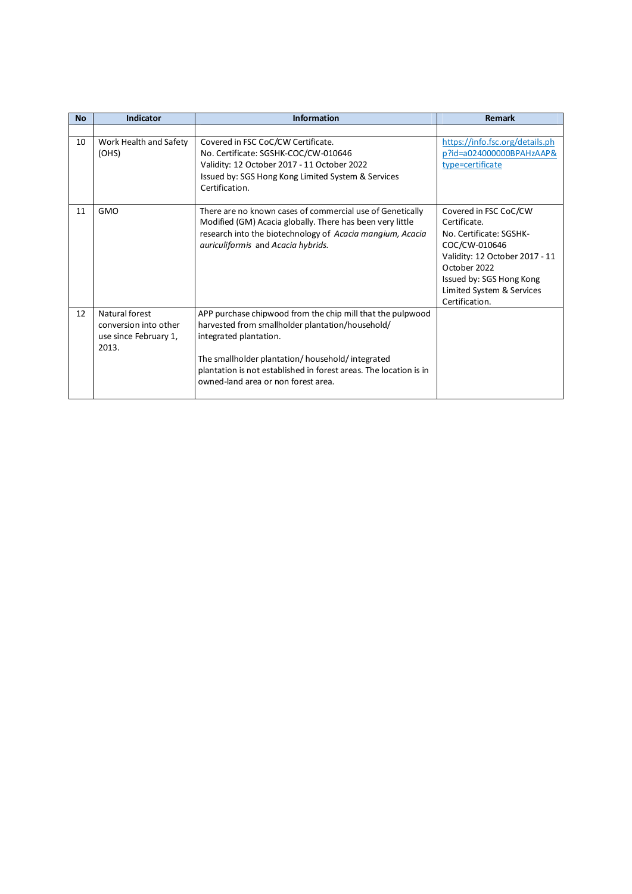| No | Indicator | Information | Remark |
|---|---|---|---|
| | | | |
| 10 | Work Health and Safety (OHS) | Covered in FSC CoC/CW Certificate.<br>No. Certificate: SGSHK-COC/CW-010646<br>Validity: 12 October 2017 - 11 October 2022<br>Issued by: SGS Hong Kong Limited System & Services Certification. | https://info.fsc.org/details.php?id=a024000000BPAHzAAP&type=certificate |
| 11 | GMO | There are no known cases of commercial use of Genetically Modified (GM) Acacia globally. There has been very little research into the biotechnology of *Acacia mangium, Acacia auriculiformis* and *Acacia hybrids.* | Covered in FSC CoC/CW Certificate.<br>No. Certificate: SGSHK-COC/CW-010646<br>Validity: 12 October 2017 - 11 October 2022<br>Issued by: SGS Hong Kong Limited System & Services Certification. |
| 12 | Natural forest conversion into other use since February 1, 2013. | APP purchase chipwood from the chip mill that the pulpwood harvested from smallholder plantation/household/ integrated plantation.<br><br>The smallholder plantation/ household/ integrated plantation is not established in forest areas. The location is in owned-land area or non forest area. | |